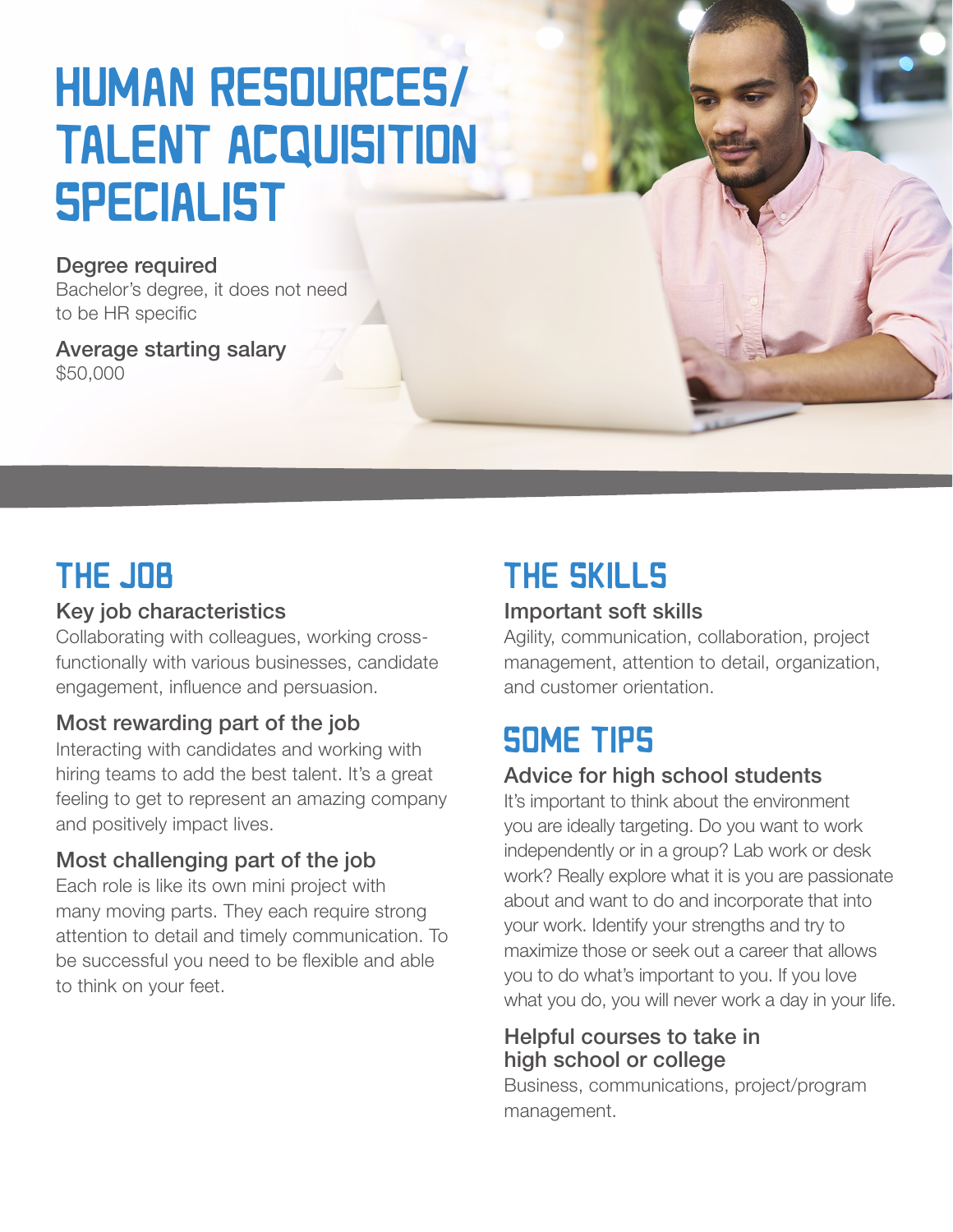# HUMAN RESOURCES/ TALENT ACQUISITION SPECIALIST

**Degree required**
Bachelor's degree, it does not need to be HR specific

**Average starting salary**
$50,000

## THE JOB

### Key job characteristics

Collaborating with colleagues, working cross-functionally with various businesses, candidate engagement, influence and persuasion.

### Most rewarding part of the job

Interacting with candidates and working with hiring teams to add the best talent. It's a great feeling to get to represent an amazing company and positively impact lives.

### Most challenging part of the job

Each role is like its own mini project with many moving parts. They each require strong attention to detail and timely communication. To be successful you need to be flexible and able to think on your feet.

## THE SKILLS

### Important soft skills

Agility, communication, collaboration, project management, attention to detail, organization, and customer orientation.

## SOME TIPS

### Advice for high school students

It's important to think about the environment you are ideally targeting. Do you want to work independently or in a group? Lab work or desk work? Really explore what it is you are passionate about and want to do and incorporate that into your work. Identify your strengths and try to maximize those or seek out a career that allows you to do what's important to you. If you love what you do, you will never work a day in your life.

### Helpful courses to take in high school or college

Business, communications, project/program management.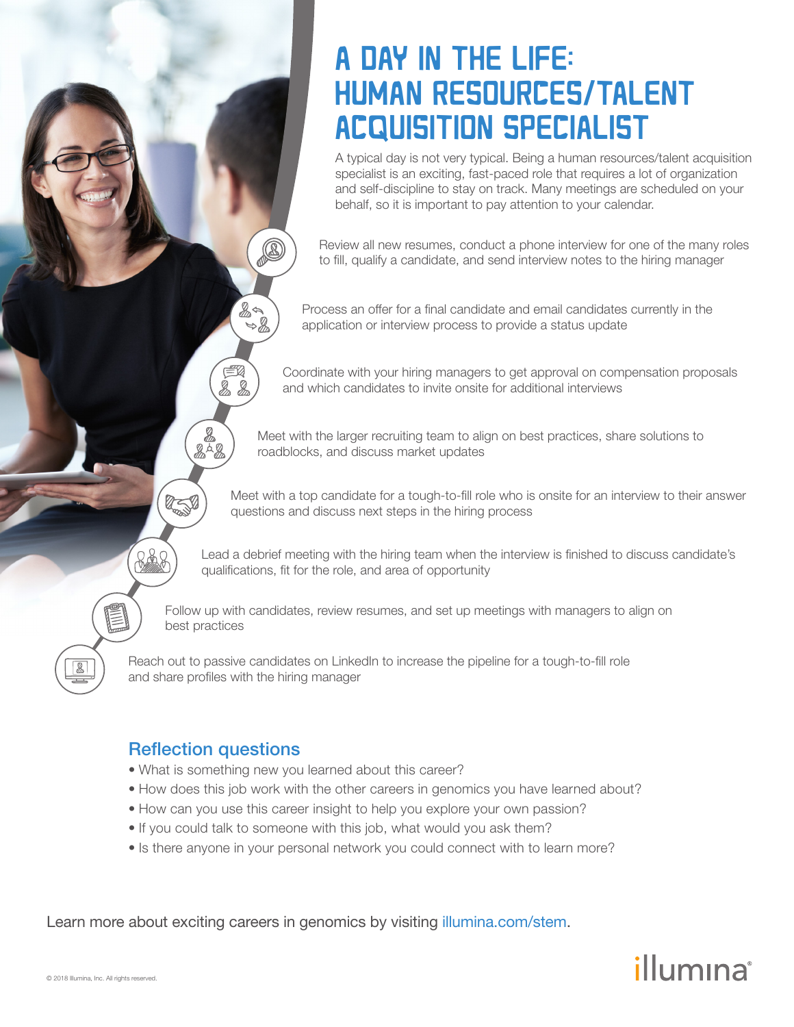# A DAY IN THE LIFE: HUMAN RESOURCES/TALENT ACQUISITION SPECIALIST

A typical day is not very typical. Being a human resources/talent acquisition specialist is an exciting, fast-paced role that requires a lot of organization and self-discipline to stay on track. Many meetings are scheduled on your behalf, so it is important to pay attention to your calendar.

- Review all new resumes, conduct a phone interview for one of the many roles to fill, qualify a candidate, and send interview notes to the hiring manager
- Process an offer for a final candidate and email candidates currently in the application or interview process to provide a status update
- Coordinate with your hiring managers to get approval on compensation proposals and which candidates to invite onsite for additional interviews
- Meet with the larger recruiting team to align on best practices, share solutions to roadblocks, and discuss market updates
- Meet with a top candidate for a tough-to-fill role who is onsite for an interview to their answer questions and discuss next steps in the hiring process
- Lead a debrief meeting with the hiring team when the interview is finished to discuss candidate's qualifications, fit for the role, and area of opportunity
- Follow up with candidates, review resumes, and set up meetings with managers to align on best practices
- Reach out to passive candidates on LinkedIn to increase the pipeline for a tough-to-fill role and share profiles with the hiring manager

## Reflection questions

- What is something new you learned about this career?
- How does this job work with the other careers in genomics you have learned about?
- How can you use this career insight to help you explore your own passion?
- If you could talk to someone with this job, what would you ask them?
- Is there anyone in your personal network you could connect with to learn more?

Learn more about exciting careers in genomics by visiting illumina.com/stem.

© 2018 Illumina, Inc. All rights reserved.

illumina®